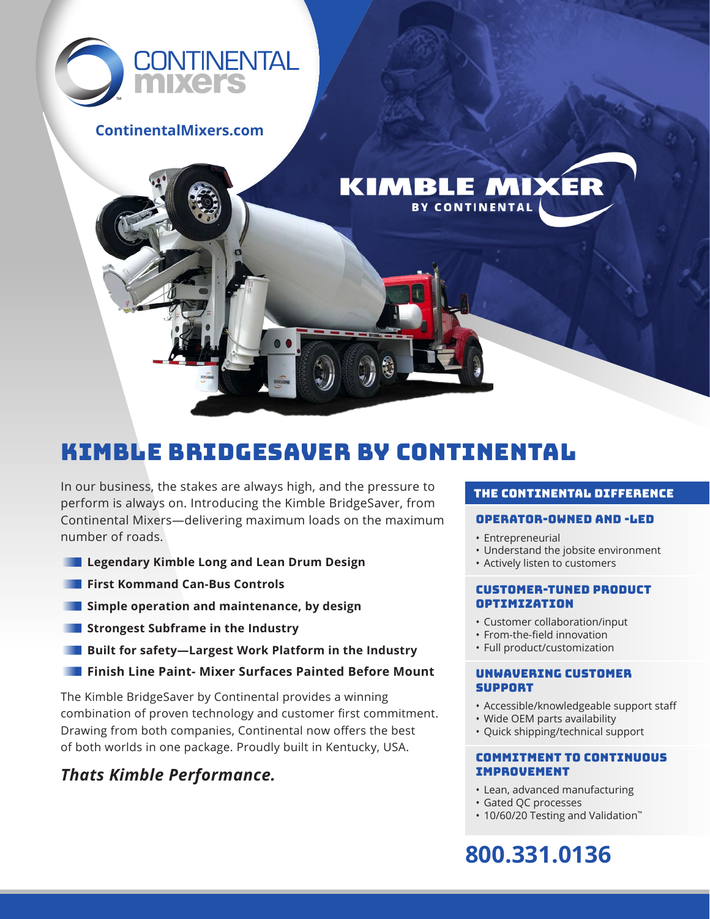CONTINENTAL mixers

ContinentalMixers.com

KIMBLE MIXER BY CONTINENTAL

# KIMBLE BRIDGESAVER BY CONTINENTAL

In our business, the stakes are always high, and the pressure to perform is always on. Introducing the Kimble BridgeSaver, from Continental Mixers—delivering maximum loads on the maximum number of roads.

- **Legendary Kimble Long and Lean Drum Design**
- **First Kommand Can-Bus Controls**
- **Simple operation and maintenance, by design**
- **Strongest Subframe in the Industry**
- **Built for safety—Largest Work Platform in the Industry**
- **Finish Line Paint- Mixer Surfaces Painted Before Mount**

The Kimble BridgeSaver by Continental provides a winning combination of proven technology and customer first commitment. Drawing from both companies, Continental now offers the best of both worlds in one package. Proudly built in Kentucky, USA.

***Thats Kimble Performance.***

## THE CONTINENTAL DIFFERENCE

### OPERATOR-OWNED AND -LED

- Entrepreneurial
- Understand the jobsite environment
- Actively listen to customers

### CUSTOMER-TUNED PRODUCT OPTIMIZATION

- Customer collaboration/input
- From-the-field innovation
- Full product/customization

### UNWAVERING CUSTOMER SUPPORT

- Accessible/knowledgeable support staff
- Wide OEM parts availability
- Quick shipping/technical support

### COMMITMENT TO CONTINUOUS IMPROVEMENT

- Lean, advanced manufacturing
- Gated QC processes
- 10/60/20 Testing and Validation™

**800.331.0136**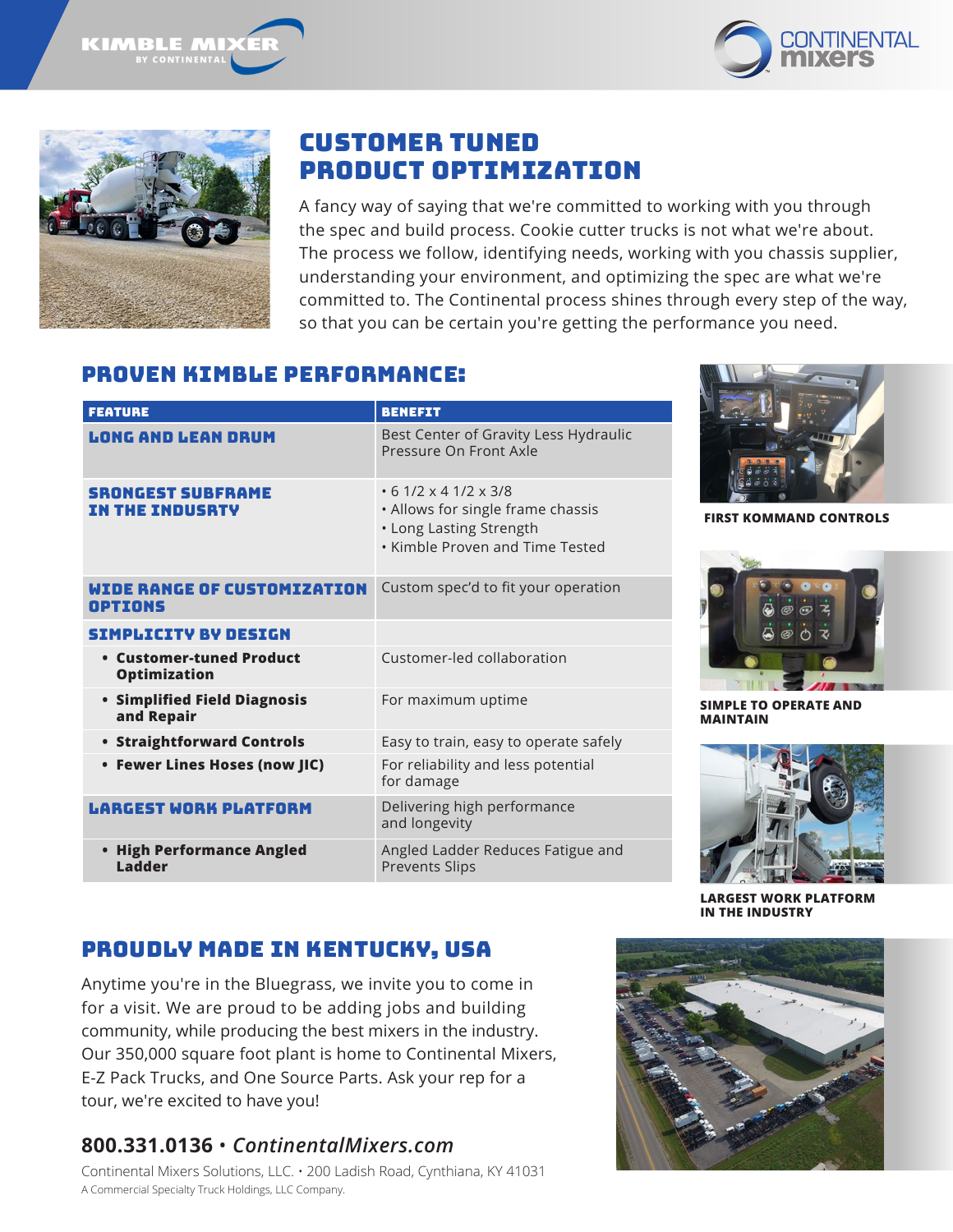# CUSTOMER TUNED PRODUCT OPTIMIZATION

A fancy way of saying that we're committed to working with you through the spec and build process. Cookie cutter trucks is not what we're about. The process we follow, identifying needs, working with you chassis supplier, understanding your environment, and optimizing the spec are what we're committed to. The Continental process shines through every step of the way, so that you can be certain you're getting the performance you need.

## PROVEN KIMBLE PERFORMANCE:

| FEATURE | BENEFIT |
|---|---|
| **LONG AND LEAN DRUM** | Best Center of Gravity Less Hydraulic Pressure On Front Axle |
| **SRONGEST SUBFRAME IN THE INDUSRTY** | • 6 1/2 x 4 1/2 x 3/8<br>• Allows for single frame chassis<br>• Long Lasting Strength<br>• Kimble Proven and Time Tested |
| **WIDE RANGE OF CUSTOMIZATION OPTIONS** | Custom spec'd to fit your operation |
| **SIMPLICITY BY DESIGN** | |
| • **Customer-tuned Product Optimization** | Customer-led collaboration |
| • **Simplified Field Diagnosis and Repair** | For maximum uptime |
| • **Straightforward Controls** | Easy to train, easy to operate safely |
| • **Fewer Lines Hoses (now JIC)** | For reliability and less potential for damage |
| **LARGEST WORK PLATFORM** | Delivering high performance and longevity |
| • **High Performance Angled Ladder** | Angled Ladder Reduces Fatigue and Prevents Slips |

FIRST KOMMAND CONTROLS

SIMPLE TO OPERATE AND MAINTAIN

LARGEST WORK PLATFORM IN THE INDUSTRY

## PROUDLY MADE IN KENTUCKY, USA

Anytime you're in the Bluegrass, we invite you to come in for a visit. We are proud to be adding jobs and building community, while producing the best mixers in the industry. Our 350,000 square foot plant is home to Continental Mixers, E-Z Pack Trucks, and One Source Parts. Ask your rep for a tour, we're excited to have you!

**800.331.0136** • ***ContinentalMixers.com***

Continental Mixers Solutions, LLC. • 200 Ladish Road, Cynthiana, KY 41031

A Commercial Specialty Truck Holdings, LLC Company.